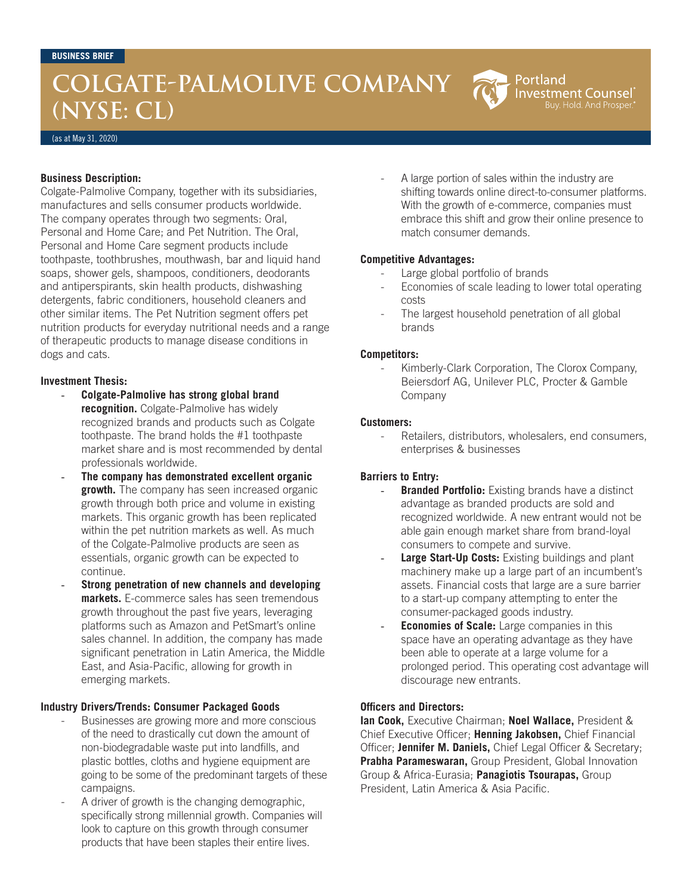BUSINESS BRIEF

# COLGATE-PALMOLIVE COMPANY (NYSE: CL)

(as at May 31, 2020)

**Business Description:**
Colgate-Palmolive Company, together with its subsidiaries, manufactures and sells consumer products worldwide. The company operates through two segments: Oral, Personal and Home Care; and Pet Nutrition. The Oral, Personal and Home Care segment products include toothpaste, toothbrushes, mouthwash, bar and liquid hand soaps, shower gels, shampoos, conditioners, deodorants and antiperspirants, skin health products, dishwashing detergents, fabric conditioners, household cleaners and other similar items. The Pet Nutrition segment offers pet nutrition products for everyday nutritional needs and a range of therapeutic products to manage disease conditions in dogs and cats.

**Investment Thesis:**

- **Colgate-Palmolive has strong global brand recognition.** Colgate-Palmolive has widely recognized brands and products such as Colgate toothpaste. The brand holds the #1 toothpaste market share and is most recommended by dental professionals worldwide.
- **The company has demonstrated excellent organic growth.** The company has seen increased organic growth through both price and volume in existing markets. This organic growth has been replicated within the pet nutrition markets as well. As much of the Colgate-Palmolive products are seen as essentials, organic growth can be expected to continue.
- **Strong penetration of new channels and developing markets.** E-commerce sales has seen tremendous growth throughout the past five years, leveraging platforms such as Amazon and PetSmart's online sales channel. In addition, the company has made significant penetration in Latin America, the Middle East, and Asia-Pacific, allowing for growth in emerging markets.

**Industry Drivers/Trends: Consumer Packaged Goods**

- Businesses are growing more and more conscious of the need to drastically cut down the amount of non-biodegradable waste put into landfills, and plastic bottles, cloths and hygiene equipment are going to be some of the predominant targets of these campaigns.
- A driver of growth is the changing demographic, specifically strong millennial growth. Companies will look to capture on this growth through consumer products that have been staples their entire lives.
- A large portion of sales within the industry are shifting towards online direct-to-consumer platforms. With the growth of e-commerce, companies must embrace this shift and grow their online presence to match consumer demands.

**Competitive Advantages:**

- Large global portfolio of brands
- Economies of scale leading to lower total operating costs
- The largest household penetration of all global brands

**Competitors:**

- Kimberly-Clark Corporation, The Clorox Company, Beiersdorf AG, Unilever PLC, Procter & Gamble Company

**Customers:**

- Retailers, distributors, wholesalers, end consumers, enterprises & businesses

**Barriers to Entry:**

- **Branded Portfolio:** Existing brands have a distinct advantage as branded products are sold and recognized worldwide. A new entrant would not be able gain enough market share from brand-loyal consumers to compete and survive.
- **Large Start-Up Costs:** Existing buildings and plant machinery make up a large part of an incumbent's assets. Financial costs that large are a sure barrier to a start-up company attempting to enter the consumer-packaged goods industry.
- **Economies of Scale:** Large companies in this space have an operating advantage as they have been able to operate at a large volume for a prolonged period. This operating cost advantage will discourage new entrants.

**Officers and Directors:**
**Ian Cook,** Executive Chairman; **Noel Wallace,** President & Chief Executive Officer; **Henning Jakobsen,** Chief Financial Officer; **Jennifer M. Daniels,** Chief Legal Officer & Secretary; **Prabha Parameswaran,** Group President, Global Innovation Group & Africa-Eurasia; **Panagiotis Tsourapas,** Group President, Latin America & Asia Pacific.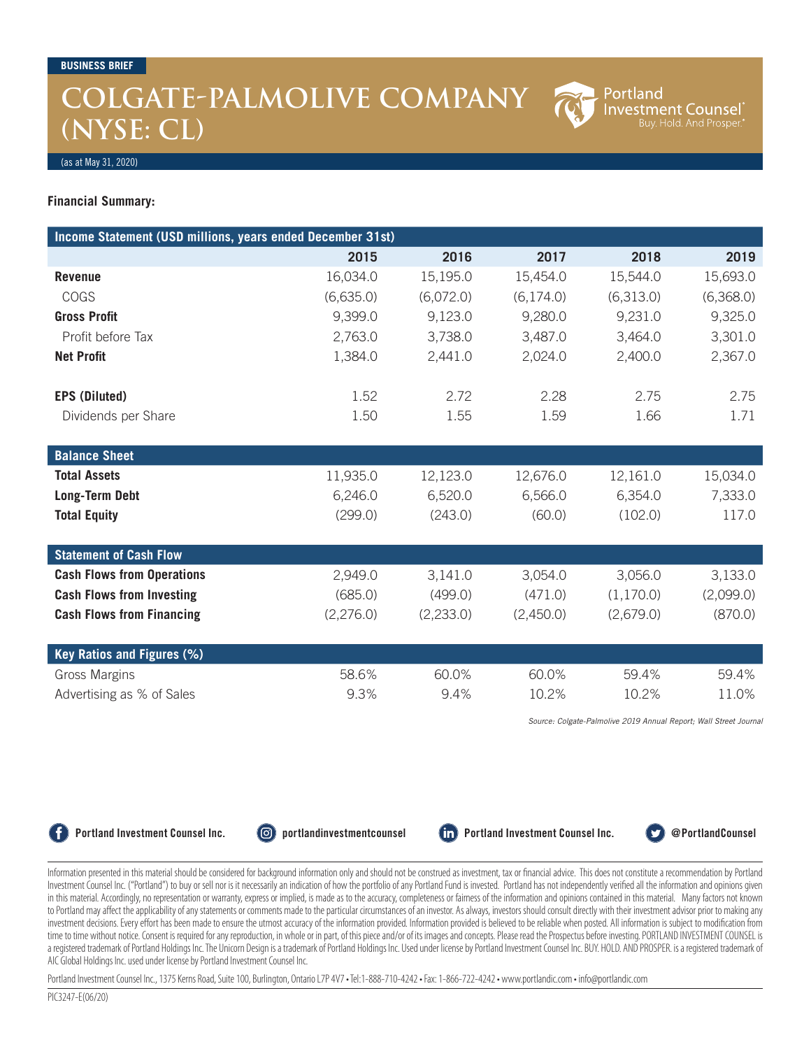BUSINESS BRIEF

# COLGATE-PALMOLIVE COMPANY (NYSE: CL)

Portland Investment Counsel®
Buy. Hold. And Prosper.®

(as at May 31, 2020)

**Financial Summary:**

| Income Statement (USD millions, years ended December 31st) | 2015 | 2016 | 2017 | 2018 | 2019 |
|---|---|---|---|---|---|
| **Revenue** | 16,034.0 | 15,195.0 | 15,454.0 | 15,544.0 | 15,693.0 |
| COGS | (6,635.0) | (6,072.0) | (6,174.0) | (6,313.0) | (6,368.0) |
| **Gross Profit** | 9,399.0 | 9,123.0 | 9,280.0 | 9,231.0 | 9,325.0 |
| Profit before Tax | 2,763.0 | 3,738.0 | 3,487.0 | 3,464.0 | 3,301.0 |
| **Net Profit** | 1,384.0 | 2,441.0 | 2,024.0 | 2,400.0 | 2,367.0 |
| **EPS (Diluted)** | 1.52 | 2.72 | 2.28 | 2.75 | 2.75 |
| Dividends per Share | 1.50 | 1.55 | 1.59 | 1.66 | 1.71 |
| **Balance Sheet** | | | | | |
| **Total Assets** | 11,935.0 | 12,123.0 | 12,676.0 | 12,161.0 | 15,034.0 |
| **Long-Term Debt** | 6,246.0 | 6,520.0 | 6,566.0 | 6,354.0 | 7,333.0 |
| **Total Equity** | (299.0) | (243.0) | (60.0) | (102.0) | 117.0 |
| **Statement of Cash Flow** | | | | | |
| **Cash Flows from Operations** | 2,949.0 | 3,141.0 | 3,054.0 | 3,056.0 | 3,133.0 |
| **Cash Flows from Investing** | (685.0) | (499.0) | (471.0) | (1,170.0) | (2,099.0) |
| **Cash Flows from Financing** | (2,276.0) | (2,233.0) | (2,450.0) | (2,679.0) | (870.0) |
| **Key Ratios and Figures (%)** | | | | | |
| Gross Margins | 58.6% | 60.0% | 60.0% | 59.4% | 59.4% |
| Advertising as % of Sales | 9.3% | 9.4% | 10.2% | 10.2% | 11.0% |

*Source: Colgate-Palmolive 2019 Annual Report; Wall Street Journal*

**Portland Investment Counsel Inc.** **portlandinvestmentcounsel** **Portland Investment Counsel Inc.** **@PortlandCounsel**

Information presented in this material should be considered for background information only and should not be construed as investment, tax or financial advice. This does not constitute a recommendation by Portland Investment Counsel Inc. ("Portland") to buy or sell nor is it necessarily an indication of how the portfolio of any Portland Fund is invested. Portland has not independently verified all the information and opinions given in this material. Accordingly, no representation or warranty, express or implied, is made as to the accuracy, completeness or fairness of the information and opinions contained in this material. Many factors not known to Portland may affect the applicability of any statements or comments made to the particular circumstances of an investor. As always, investors should consult directly with their investment advisor prior to making any investment decisions. Every effort has been made to ensure the utmost accuracy of the information provided. Information provided is believed to be reliable when posted. All information is subject to modification from time to time without notice. Consent is required for any reproduction, in whole or in part, of this piece and/or of its images and concepts. Please read the Prospectus before investing. PORTLAND INVESTMENT COUNSEL is a registered trademark of Portland Holdings Inc. The Unicorn Design is a trademark of Portland Holdings Inc. Used under license by Portland Investment Counsel Inc. BUY. HOLD. AND PROSPER. is a registered trademark of AIC Global Holdings Inc. used under license by Portland Investment Counsel Inc.

Portland Investment Counsel Inc., 1375 Kerns Road, Suite 100, Burlington, Ontario L7P 4V7 • Tel:1-888-710-4242 • Fax: 1-866-722-4242 • www.portlandic.com • info@portlandic.com

PIC3247-E(06/20)